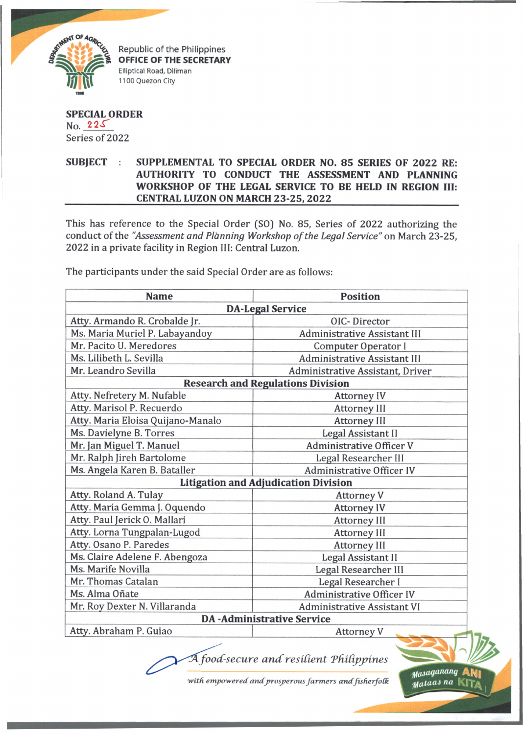Republic of the Philippines
**OFFICE OF THE SECRETARY**
Elliptical Road, Diliman
1100 Quezon City

**SPECIAL ORDER**
No. 225
Series of 2022

**SUBJECT : SUPPLEMENTAL TO SPECIAL ORDER NO. 85 SERIES OF 2022 RE: AUTHORITY TO CONDUCT THE ASSESSMENT AND PLANNING WORKSHOP OF THE LEGAL SERVICE TO BE HELD IN REGION III: CENTRAL LUZON ON MARCH 23-25, 2022**

This has reference to the Special Order (SO) No. 85, Series of 2022 authorizing the conduct of the *"Assessment and Planning Workshop of the Legal Service"* on March 23-25, 2022 in a private facility in Region III: Central Luzon.

The participants under the said Special Order are as follows:

| Name | Position |
|---|---|
| **DA-Legal Service** | |
| Atty. Armando R. Crobalde Jr. | OIC- Director |
| Ms. Maria Muriel P. Labayandoy | Administrative Assistant III |
| Mr. Pacito U. Meredores | Computer Operator I |
| Ms. Lilibeth L. Sevilla | Administrative Assistant III |
| Mr. Leandro Sevilla | Administrative Assistant, Driver |
| **Research and Regulations Division** | |
| Atty. Nefretery M. Nufable | Attorney IV |
| Atty. Marisol P. Recuerdo | Attorney III |
| Atty. Maria Eloisa Quijano-Manalo | Attorney III |
| Ms. Davielyne B. Torres | Legal Assistant II |
| Mr. Jan Miguel T. Manuel | Administrative Officer V |
| Mr. Ralph Jireh Bartolome | Legal Researcher III |
| Ms. Angela Karen B. Bataller | Administrative Officer IV |
| **Litigation and Adjudication Division** | |
| Atty. Roland A. Tulay | Attorney V |
| Atty. Maria Gemma J. Oquendo | Attorney IV |
| Atty. Paul Jerick O. Mallari | Attorney III |
| Atty. Lorna Tungpalan-Lugod | Attorney III |
| Atty. Osano P. Paredes | Attorney III |
| Ms. Claire Adelene F. Abengoza | Legal Assistant II |
| Ms. Marife Novilla | Legal Researcher III |
| Mr. Thomas Catalan | Legal Researcher I |
| Ms. Alma Oñate | Administrative Officer IV |
| Mr. Roy Dexter N. Villaranda | Administrative Assistant VI |
| **DA -Administrative Service** | |
| Atty. Abraham P. Guiao | Attorney V |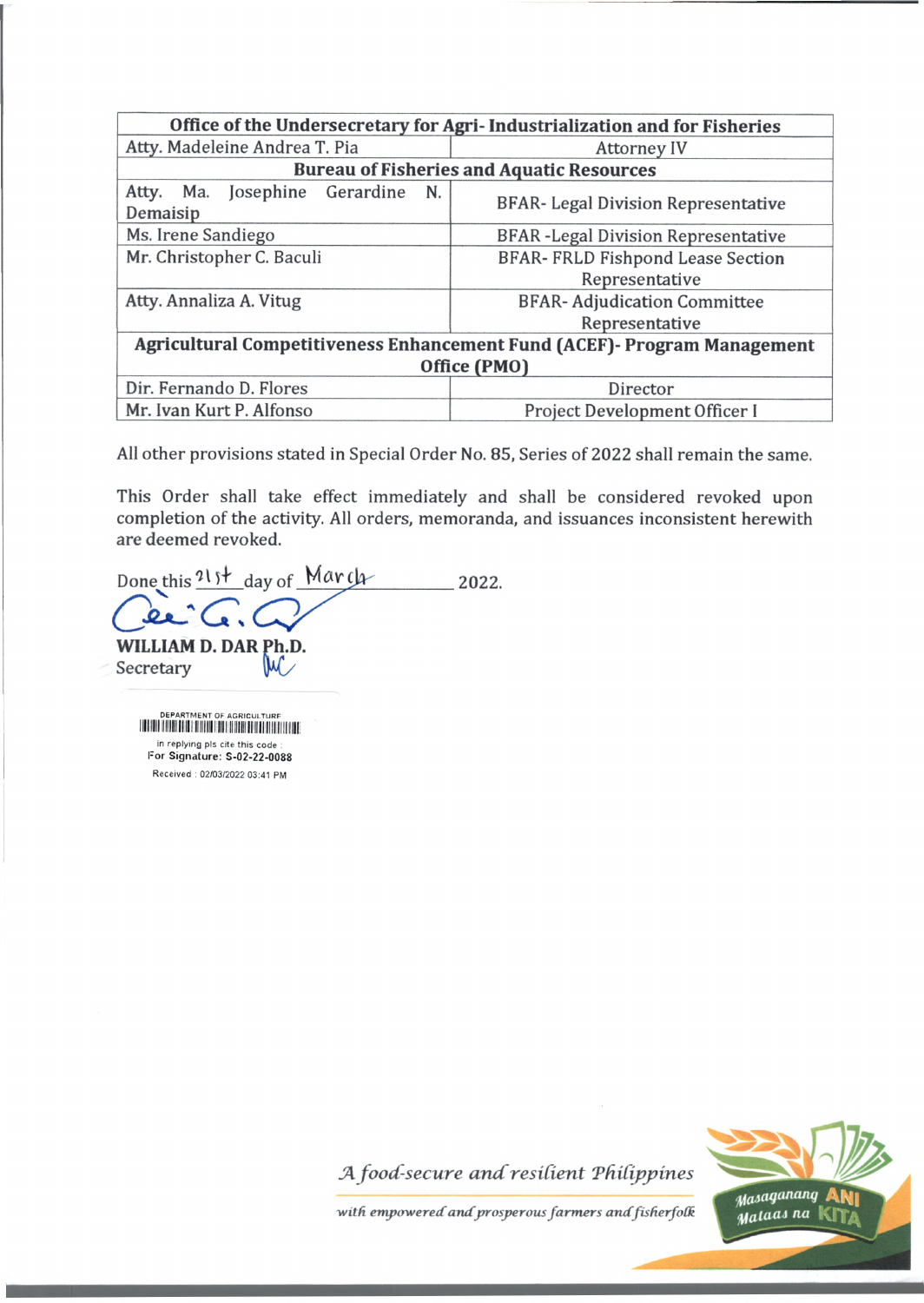| | |
|---|---|
| **Office of the Undersecretary for Agri- Industrialization and for Fisheries** | |
| Atty. Madeleine Andrea T. Pia | Attorney IV |
| **Bureau of Fisheries and Aquatic Resources** | |
| Atty. Ma. Josephine Gerardine N. Demaisip | BFAR- Legal Division Representative |
| Ms. Irene Sandiego | BFAR -Legal Division Representative |
| Mr. Christopher C. Baculi | BFAR- FRLD Fishpond Lease Section Representative |
| Atty. Annaliza A. Vitug | BFAR- Adjudication Committee Representative |
| **Agricultural Competitiveness Enhancement Fund (ACEF)- Program Management Office (PMO)** | |
| Dir. Fernando D. Flores | Director |
| Mr. Ivan Kurt P. Alfonso | Project Development Officer I |

All other provisions stated in Special Order No. 85, Series of 2022 shall remain the same.

This Order shall take effect immediately and shall be considered revoked upon completion of the activity. All orders, memoranda, and issuances inconsistent herewith are deemed revoked.

Done this 21st day of March 2022.

**WILLIAM D. DAR Ph.D.**
Secretary

DEPARTMENT OF AGRICULTURE
in replying pls cite this code :
For Signature: S-02-22-0088
Received : 02/03/2022 03:41 PM

*A food-secure and resilient Philippines*
*with empowered and prosperous farmers and fisherfolk*

Masaganang ANI Mataas na KITA